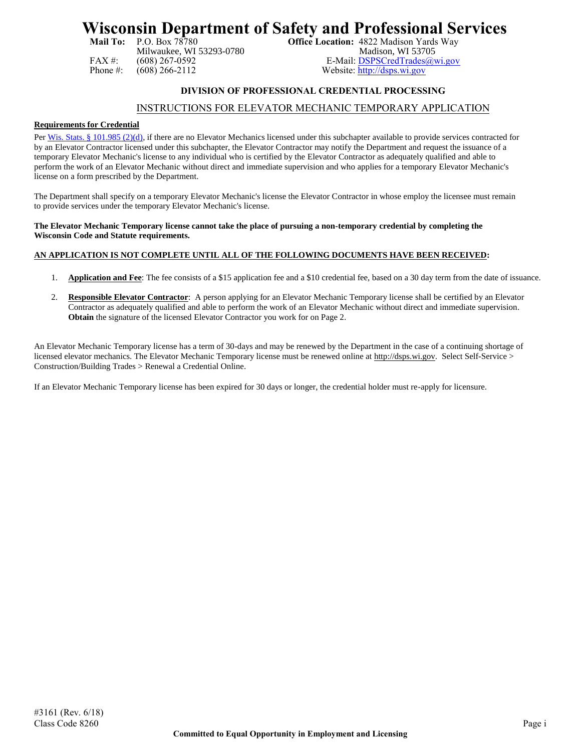# Wisconsin Department of Safety and Professional Services

**Mail To:** P.O. Box 78780
Milwaukee, WI 53293-0780
FAX #: (608) 267-0592
Phone #: (608) 266-2112

**Office Location:** 4822 Madison Yards Way
Madison, WI 53705
E-Mail: DSPSCredTrades@wi.gov
Website: http://dsps.wi.gov

### DIVISION OF PROFESSIONAL CREDENTIAL PROCESSING

## INSTRUCTIONS FOR ELEVATOR MECHANIC TEMPORARY APPLICATION

**Requirements for Credential**

Per Wis. Stats. § 101.985 (2)(d), if there are no Elevator Mechanics licensed under this subchapter available to provide services contracted for by an Elevator Contractor licensed under this subchapter, the Elevator Contractor may notify the Department and request the issuance of a temporary Elevator Mechanic's license to any individual who is certified by the Elevator Contractor as adequately qualified and able to perform the work of an Elevator Mechanic without direct and immediate supervision and who applies for a temporary Elevator Mechanic's license on a form prescribed by the Department.

The Department shall specify on a temporary Elevator Mechanic's license the Elevator Contractor in whose employ the licensee must remain to provide services under the temporary Elevator Mechanic's license.

**The Elevator Mechanic Temporary license cannot take the place of pursuing a non-temporary credential by completing the Wisconsin Code and Statute requirements.**

**AN APPLICATION IS NOT COMPLETE UNTIL ALL OF THE FOLLOWING DOCUMENTS HAVE BEEN RECEIVED:**

1. **Application and Fee**: The fee consists of a $15 application fee and a $10 credential fee, based on a 30 day term from the date of issuance.
2. **Responsible Elevator Contractor**: A person applying for an Elevator Mechanic Temporary license shall be certified by an Elevator Contractor as adequately qualified and able to perform the work of an Elevator Mechanic without direct and immediate supervision. **Obtain** the signature of the licensed Elevator Contractor you work for on Page 2.

An Elevator Mechanic Temporary license has a term of 30-days and may be renewed by the Department in the case of a continuing shortage of licensed elevator mechanics. The Elevator Mechanic Temporary license must be renewed online at http://dsps.wi.gov. Select Self-Service > Construction/Building Trades > Renewal a Credential Online.

If an Elevator Mechanic Temporary license has been expired for 30 days or longer, the credential holder must re-apply for licensure.

#3161 (Rev. 6/18)
Class Code 8260

**Committed to Equal Opportunity in Employment and Licensing**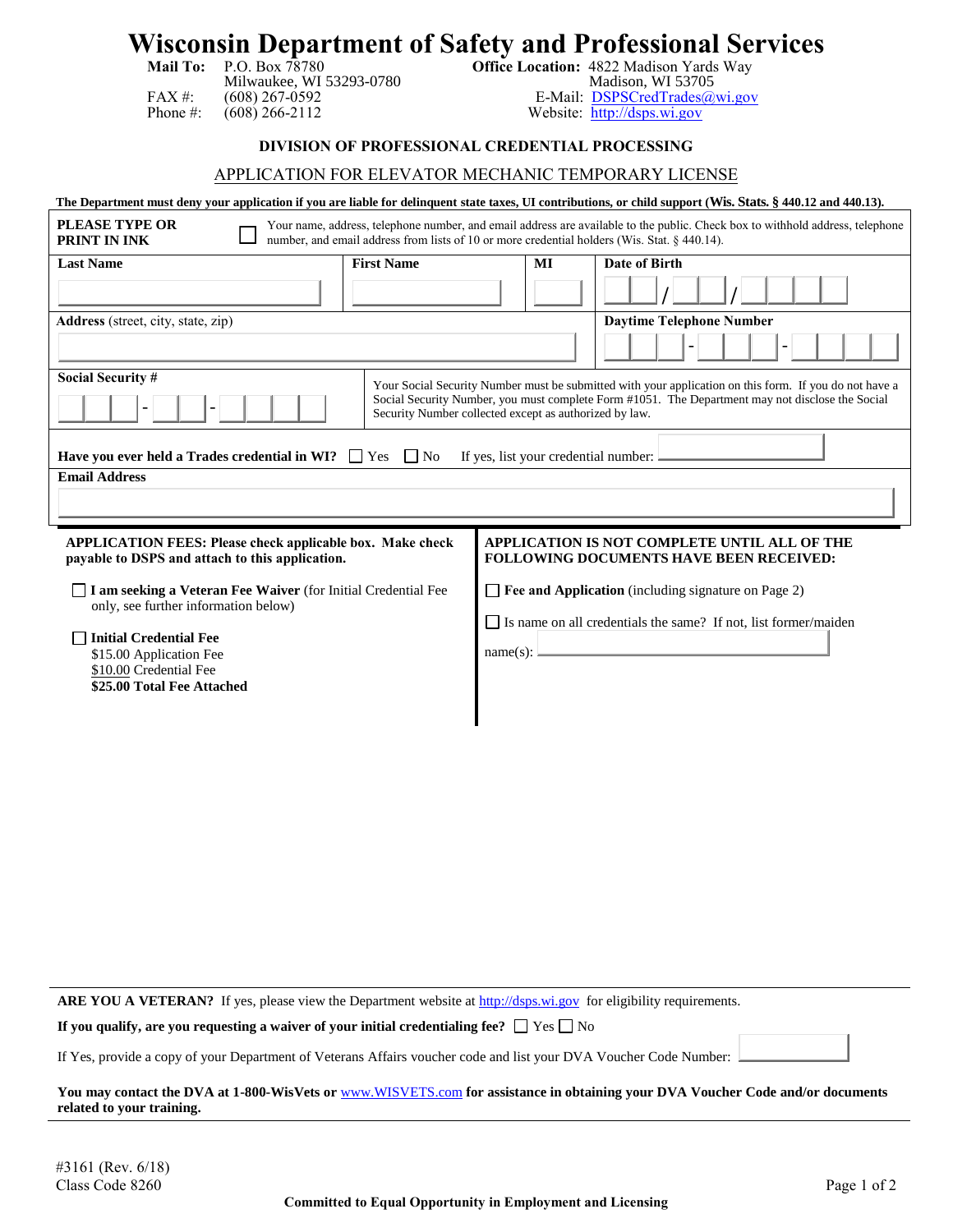# Wisconsin Department of Safety and Professional Services

**Mail To:** P.O. Box 78780
Milwaukee, WI 53293-0780
FAX #: (608) 267-0592
Phone #: (608) 266-2112

**Office Location:** 4822 Madison Yards Way
Madison, WI 53705
E-Mail: DSPSCredTrades@wi.gov
Website: http://dsps.wi.gov

### DIVISION OF PROFESSIONAL CREDENTIAL PROCESSING

## APPLICATION FOR ELEVATOR MECHANIC TEMPORARY LICENSE

**The Department must deny your application if you are liable for delinquent state taxes, UI contributions, or child support (Wis. Stats. § 440.12 and 440.13).**

**PLEASE TYPE OR PRINT IN INK**

☐ Your name, address, telephone number, and email address are available to the public. Check box to withhold address, telephone number, and email address from lists of 10 or more credential holders (Wis. Stat. § 440.14).

| **Last Name** | **First Name** | **MI** | **Date of Birth** |
|---|---|---|---|
| | | | ___ / ___ / _____ |

| **Address** (street, city, state, zip) | **Daytime Telephone Number** |
|---|---|
| | ___ - ___ - ____ |

**Social Security #** ___ - __ - ____

Your Social Security Number must be submitted with your application on this form. If you do not have a Social Security Number, you must complete Form #1051. The Department may not disclose the Social Security Number collected except as authorized by law.

**Have you ever held a Trades credential in WI?** ☐ Yes ☐ No If yes, list your credential number: __________

**Email Address**

__________

**APPLICATION FEES: Please check applicable box. Make check payable to DSPS and attach to this application.**

☐ **I am seeking a Veteran Fee Waiver** (for Initial Credential Fee only, see further information below)

☐ **Initial Credential Fee**
$15.00 Application Fee
$10.00 Credential Fee
**$25.00 Total Fee Attached**

**APPLICATION IS NOT COMPLETE UNTIL ALL OF THE FOLLOWING DOCUMENTS HAVE BEEN RECEIVED:**

☐ **Fee and Application** (including signature on Page 2)

☐ Is name on all credentials the same? If not, list former/maiden name(s): __________

---

**ARE YOU A VETERAN?** If yes, please view the Department website at http://dsps.wi.gov for eligibility requirements.

**If you qualify, are you requesting a waiver of your initial credentialing fee?** ☐ Yes ☐ No

If Yes, provide a copy of your Department of Veterans Affairs voucher code and list your DVA Voucher Code Number: __________

**You may contact the DVA at 1-800-WisVets or www.WISVETS.com for assistance in obtaining your DVA Voucher Code and/or documents related to your training.**

---

#3161 (Rev. 6/18)
Class Code 8260

**Committed to Equal Opportunity in Employment and Licensing**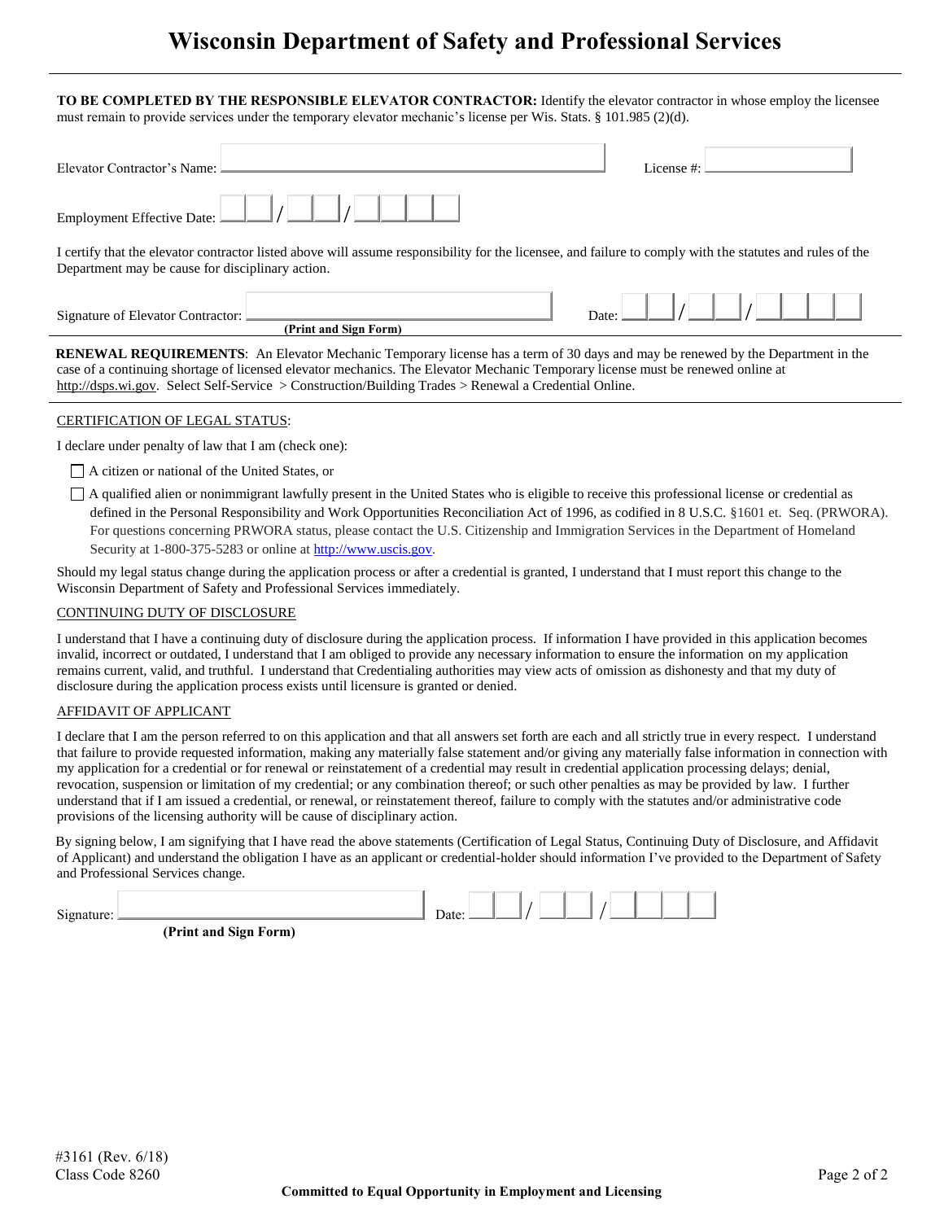**TO BE COMPLETED BY THE RESPONSIBLE ELEVATOR CONTRACTOR:** Identify the elevator contractor in whose employ the licensee must remain to provide services under the temporary elevator mechanic's license per Wis. Stats. § 101.985 (2)(d).

Elevator Contractor's Name: ____________________ License #: ____________

Employment Effective Date: ___ ___ / ___ ___ / ___ ___ ___ ___

I certify that the elevator contractor listed above will assume responsibility for the licensee, and failure to comply with the statutes and rules of the Department may be cause for disciplinary action.

Signature of Elevator Contractor: ____________________ Date: ___ ___ / ___ ___ / ___ ___ ___ ___

**(Print and Sign Form)**

**RENEWAL REQUIREMENTS**: An Elevator Mechanic Temporary license has a term of 30 days and may be renewed by the Department in the case of a continuing shortage of licensed elevator mechanics. The Elevator Mechanic Temporary license must be renewed online at http://dsps.wi.gov. Select Self-Service > Construction/Building Trades > Renewal a Credential Online.

CERTIFICATION OF LEGAL STATUS:

I declare under penalty of law that I am (check one):

- ☐ A citizen or national of the United States, or
- ☐ A qualified alien or nonimmigrant lawfully present in the United States who is eligible to receive this professional license or credential as defined in the Personal Responsibility and Work Opportunities Reconciliation Act of 1996, as codified in 8 U.S.C. §1601 et. Seq. (PRWORA). For questions concerning PRWORA status, please contact the U.S. Citizenship and Immigration Services in the Department of Homeland Security at 1-800-375-5283 or online at http://www.uscis.gov.

Should my legal status change during the application process or after a credential is granted, I understand that I must report this change to the Wisconsin Department of Safety and Professional Services immediately.

CONTINUING DUTY OF DISCLOSURE

I understand that I have a continuing duty of disclosure during the application process. If information I have provided in this application becomes invalid, incorrect or outdated, I understand that I am obliged to provide any necessary information to ensure the information on my application remains current, valid, and truthful. I understand that Credentialing authorities may view acts of omission as dishonesty and that my duty of disclosure during the application process exists until licensure is granted or denied.

AFFIDAVIT OF APPLICANT

I declare that I am the person referred to on this application and that all answers set forth are each and all strictly true in every respect. I understand that failure to provide requested information, making any materially false statement and/or giving any materially false information in connection with my application for a credential or for renewal or reinstatement of a credential may result in credential application processing delays; denial, revocation, suspension or limitation of my credential; or any combination thereof; or such other penalties as may be provided by law. I further understand that if I am issued a credential, or renewal, or reinstatement thereof, failure to comply with the statutes and/or administrative code provisions of the licensing authority will be cause of disciplinary action.

By signing below, I am signifying that I have read the above statements (Certification of Legal Status, Continuing Duty of Disclosure, and Affidavit of Applicant) and understand the obligation I have as an applicant or credential-holder should information I've provided to the Department of Safety and Professional Services change.

Signature: ____________________ Date: ___ ___ / ___ ___ / ___ ___ ___ ___

**(Print and Sign Form)**

#3161 (Rev. 6/18)
Class Code 8260

**Committed to Equal Opportunity in Employment and Licensing**